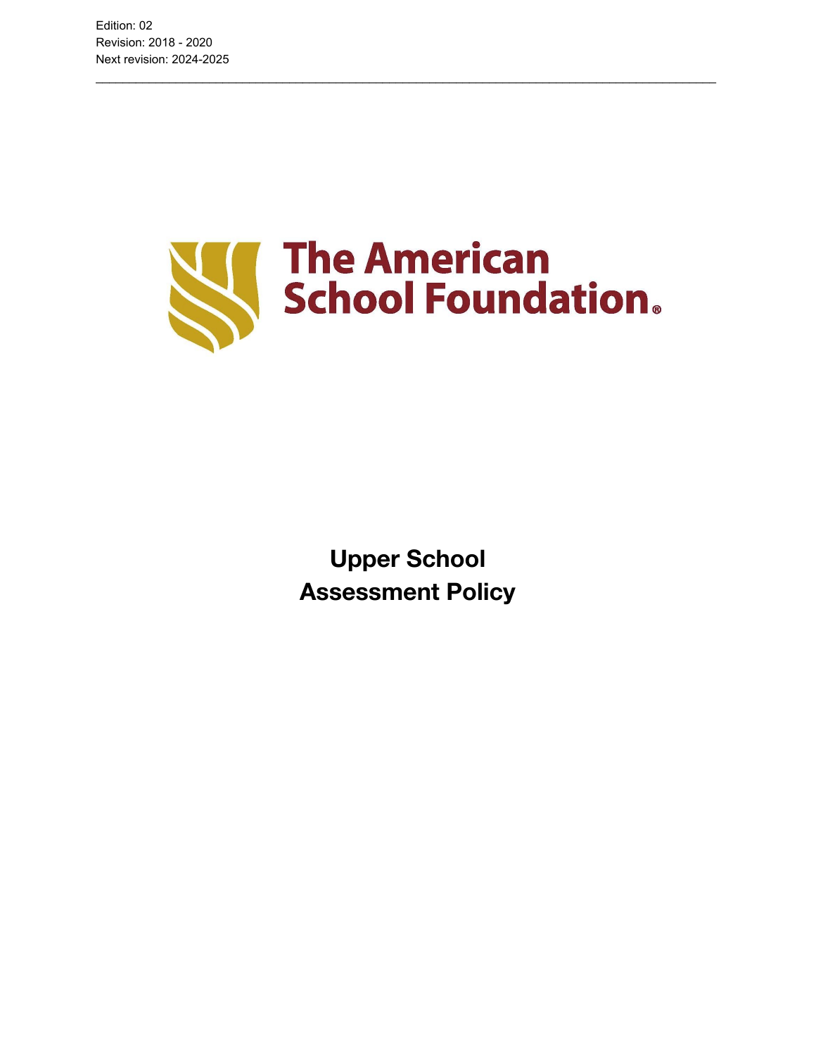Edition: 02
Revision: 2018 - 2020
Next revision: 2024-2025

---

The American School Foundation®

# Upper School
# Assessment Policy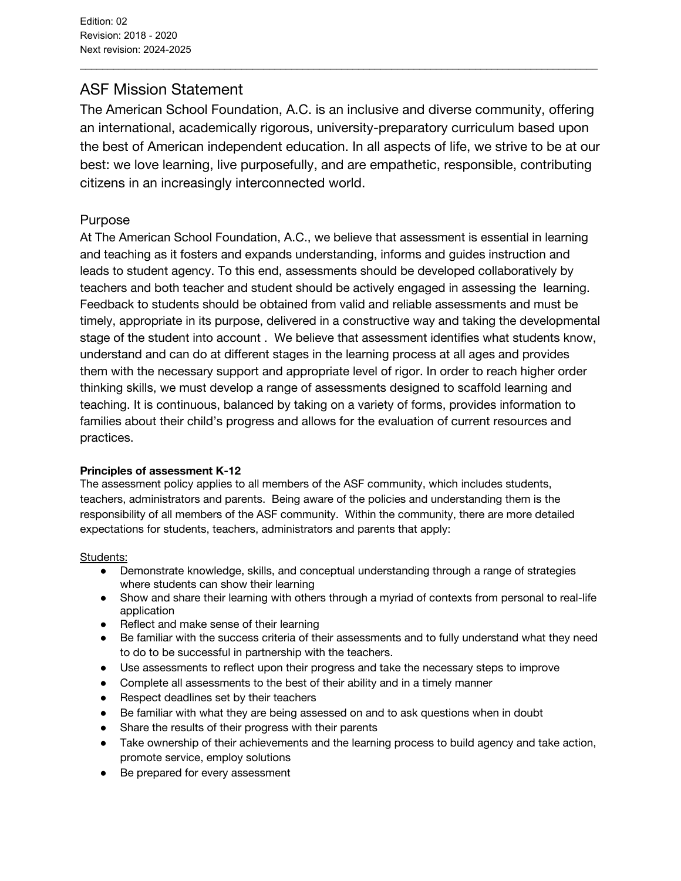Edition: 02
Revision: 2018 - 2020
Next revision: 2024-2025

---

## ASF Mission Statement

The American School Foundation, A.C. is an inclusive and diverse community, offering an international, academically rigorous, university-preparatory curriculum based upon the best of American independent education. In all aspects of life, we strive to be at our best: we love learning, live purposefully, and are empathetic, responsible, contributing citizens in an increasingly interconnected world.

## Purpose

At The American School Foundation, A.C., we believe that assessment is essential in learning and teaching as it fosters and expands understanding, informs and guides instruction and leads to student agency. To this end, assessments should be developed collaboratively by teachers and both teacher and student should be actively engaged in assessing the learning. Feedback to students should be obtained from valid and reliable assessments and must be timely, appropriate in its purpose, delivered in a constructive way and taking the developmental stage of the student into account . We believe that assessment identifies what students know, understand and can do at different stages in the learning process at all ages and provides them with the necessary support and appropriate level of rigor. In order to reach higher order thinking skills, we must develop a range of assessments designed to scaffold learning and teaching. It is continuous, balanced by taking on a variety of forms, provides information to families about their child's progress and allows for the evaluation of current resources and practices.

**Principles of assessment K-12**

The assessment policy applies to all members of the ASF community, which includes students, teachers, administrators and parents. Being aware of the policies and understanding them is the responsibility of all members of the ASF community. Within the community, there are more detailed expectations for students, teachers, administrators and parents that apply:

<u>Students:</u>

- Demonstrate knowledge, skills, and conceptual understanding through a range of strategies where students can show their learning
- Show and share their learning with others through a myriad of contexts from personal to real-life application
- Reflect and make sense of their learning
- Be familiar with the success criteria of their assessments and to fully understand what they need to do to be successful in partnership with the teachers.
- Use assessments to reflect upon their progress and take the necessary steps to improve
- Complete all assessments to the best of their ability and in a timely manner
- Respect deadlines set by their teachers
- Be familiar with what they are being assessed on and to ask questions when in doubt
- Share the results of their progress with their parents
- Take ownership of their achievements and the learning process to build agency and take action, promote service, employ solutions
- Be prepared for every assessment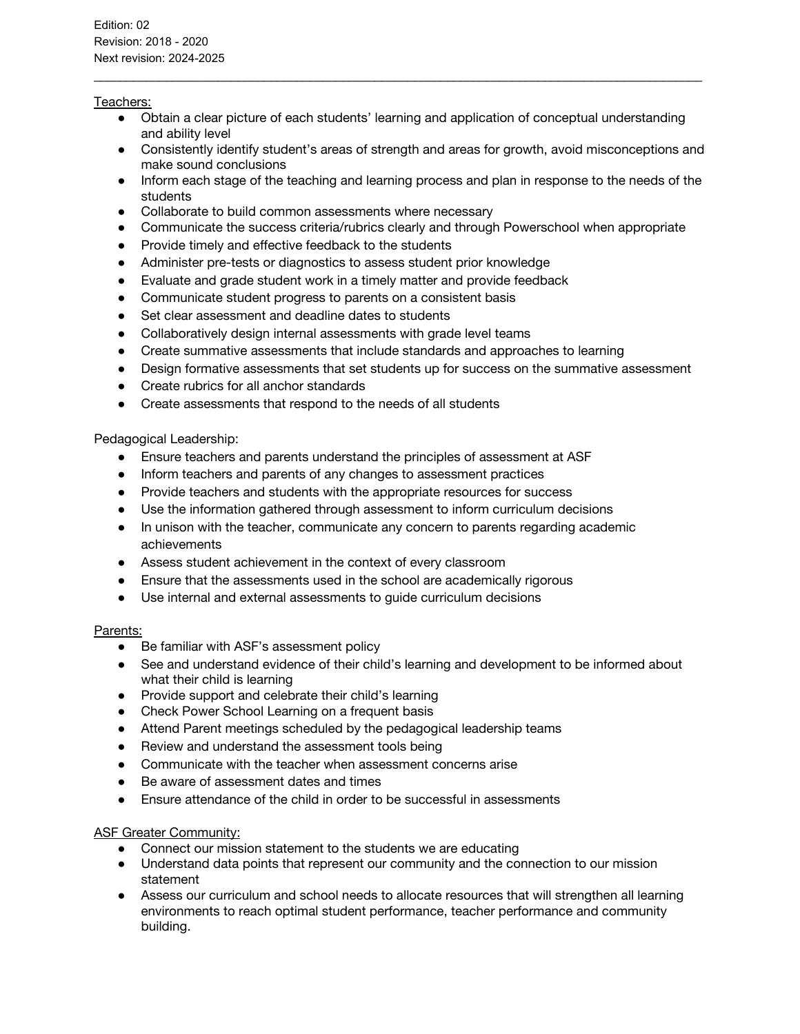Edition: 02
Revision: 2018 - 2020
Next revision: 2024-2025

---

Teachers:

- Obtain a clear picture of each students' learning and application of conceptual understanding and ability level
- Consistently identify student's areas of strength and areas for growth, avoid misconceptions and make sound conclusions
- Inform each stage of the teaching and learning process and plan in response to the needs of the students
- Collaborate to build common assessments where necessary
- Communicate the success criteria/rubrics clearly and through Powerschool when appropriate
- Provide timely and effective feedback to the students
- Administer pre-tests or diagnostics to assess student prior knowledge
- Evaluate and grade student work in a timely matter and provide feedback
- Communicate student progress to parents on a consistent basis
- Set clear assessment and deadline dates to students
- Collaboratively design internal assessments with grade level teams
- Create summative assessments that include standards and approaches to learning
- Design formative assessments that set students up for success on the summative assessment
- Create rubrics for all anchor standards
- Create assessments that respond to the needs of all students

Pedagogical Leadership:

- Ensure teachers and parents understand the principles of assessment at ASF
- Inform teachers and parents of any changes to assessment practices
- Provide teachers and students with the appropriate resources for success
- Use the information gathered through assessment to inform curriculum decisions
- In unison with the teacher, communicate any concern to parents regarding academic achievements
- Assess student achievement in the context of every classroom
- Ensure that the assessments used in the school are academically rigorous
- Use internal and external assessments to guide curriculum decisions

Parents:

- Be familiar with ASF's assessment policy
- See and understand evidence of their child's learning and development to be informed about what their child is learning
- Provide support and celebrate their child's learning
- Check Power School Learning on a frequent basis
- Attend Parent meetings scheduled by the pedagogical leadership teams
- Review and understand the assessment tools being
- Communicate with the teacher when assessment concerns arise
- Be aware of assessment dates and times
- Ensure attendance of the child in order to be successful in assessments

ASF Greater Community:

- Connect our mission statement to the students we are educating
- Understand data points that represent our community and the connection to our mission statement
- Assess our curriculum and school needs to allocate resources that will strengthen all learning environments to reach optimal student performance, teacher performance and community building.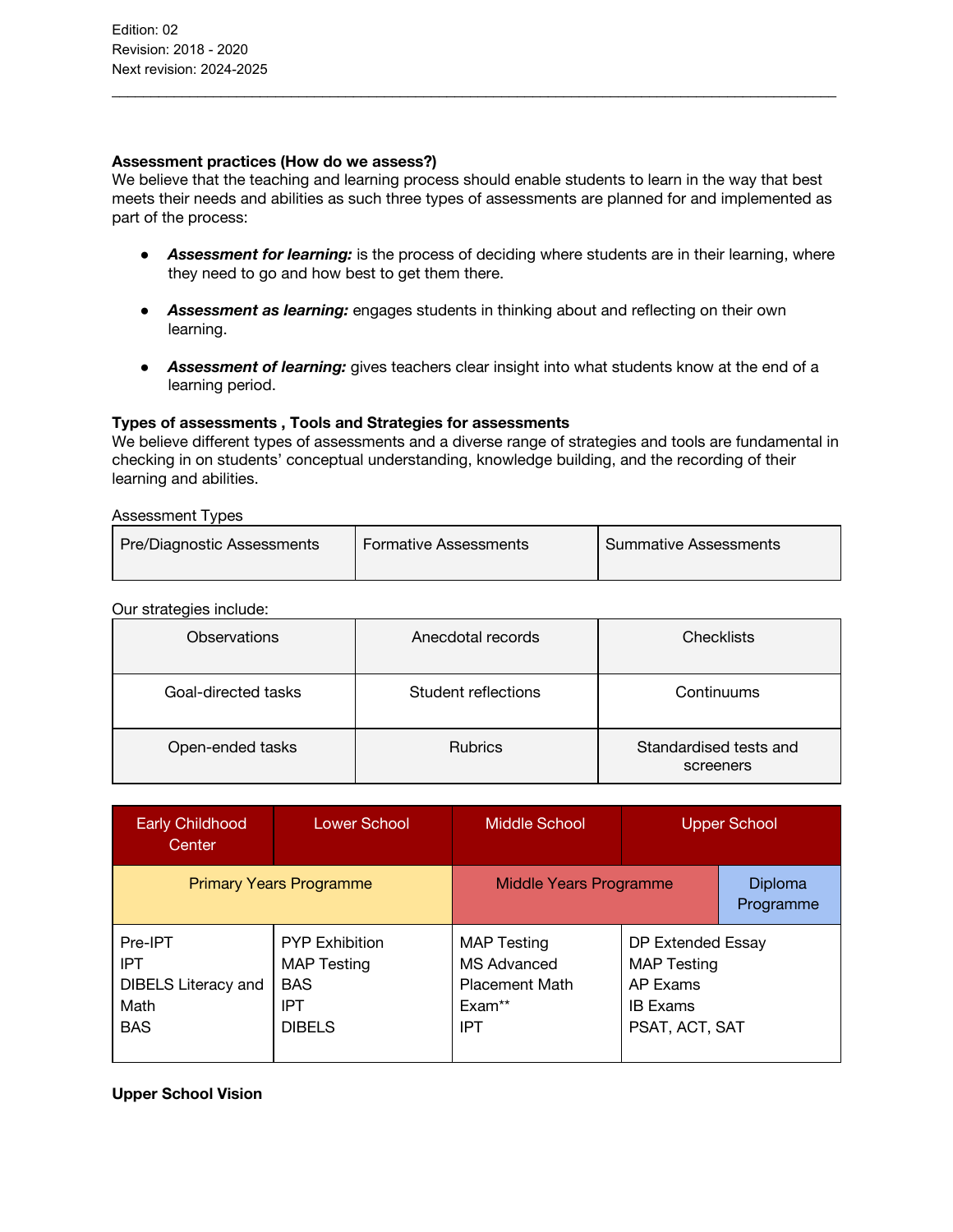Edition: 02
Revision: 2018 - 2020
Next revision: 2024-2025

---

**Assessment practices (How do we assess?)**
We believe that the teaching and learning process should enable students to learn in the way that best meets their needs and abilities as such three types of assessments are planned for and implemented as part of the process:

- ***Assessment for learning:*** is the process of deciding where students are in their learning, where they need to go and how best to get them there.
- ***Assessment as learning:*** engages students in thinking about and reflecting on their own learning.
- ***Assessment of learning:*** gives teachers clear insight into what students know at the end of a learning period.

**Types of assessments , Tools and Strategies for assessments**
We believe different types of assessments and a diverse range of strategies and tools are fundamental in checking in on students' conceptual understanding, knowledge building, and the recording of their learning and abilities.

Assessment Types

| Pre/Diagnostic Assessments | Formative Assessments | Summative Assessments |
|---|---|---|

Our strategies include:

| | | |
|---|---|---|
| Observations | Anecdotal records | Checklists |
| Goal-directed tasks | Student reflections | Continuums |
| Open-ended tasks | Rubrics | Standardised tests and screeners |

| Early Childhood Center | Lower School | Middle School | Upper School |
|---|---|---|---|
| Primary Years Programme | | Middle Years Programme | Diploma Programme |
| Pre-IPT<br>IPT<br>DIBELS Literacy and Math<br>BAS | PYP Exhibition<br>MAP Testing<br>BAS<br>IPT<br>DIBELS | MAP Testing<br>MS Advanced Placement Math Exam**<br>IPT | DP Extended Essay<br>MAP Testing<br>AP Exams<br>IB Exams<br>PSAT, ACT, SAT |

**Upper School Vision**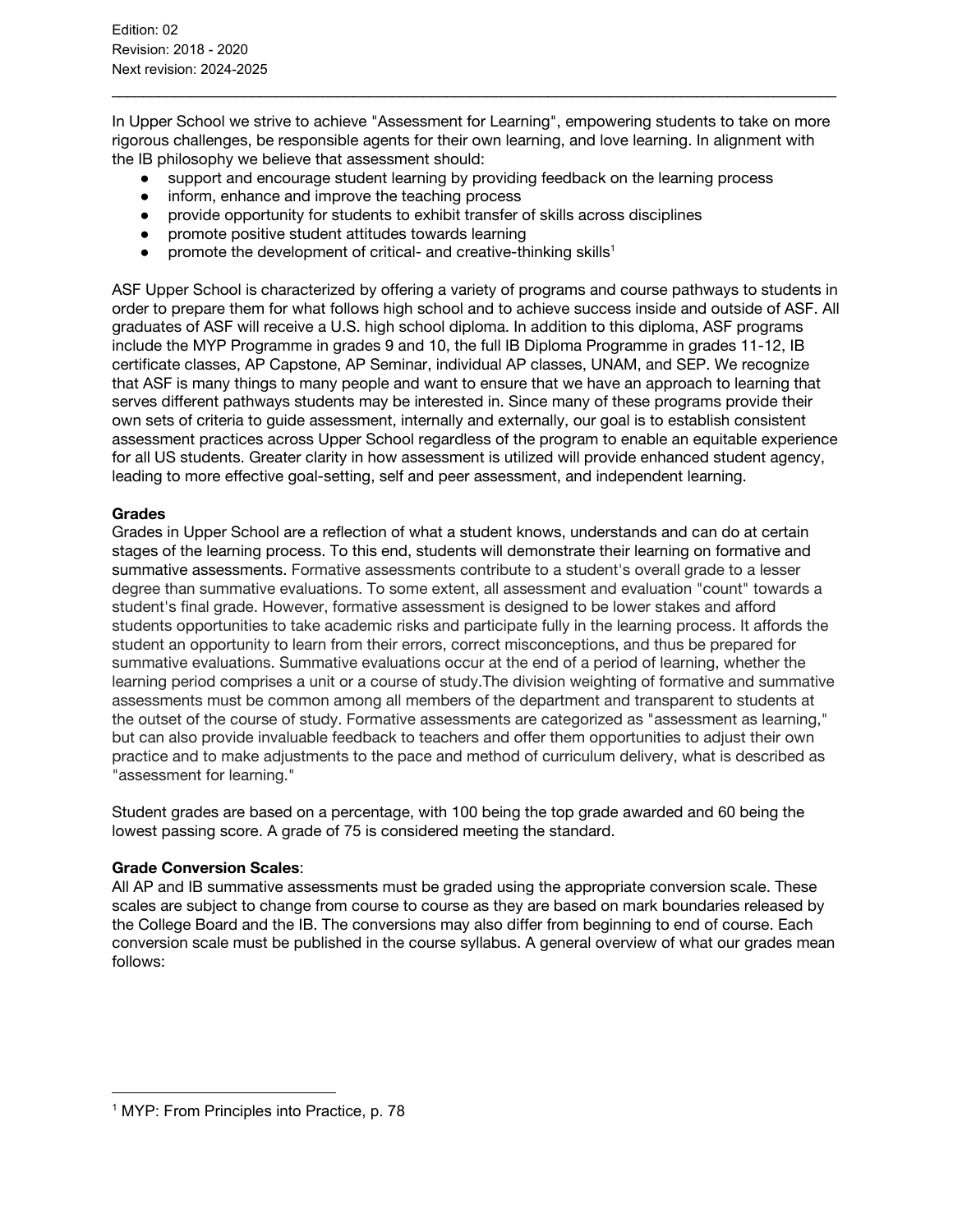Edition: 02
Revision: 2018 - 2020
Next revision: 2024-2025

---

In Upper School we strive to achieve "Assessment for Learning", empowering students to take on more rigorous challenges, be responsible agents for their own learning, and love learning. In alignment with the IB philosophy we believe that assessment should:

- support and encourage student learning by providing feedback on the learning process
- inform, enhance and improve the teaching process
- provide opportunity for students to exhibit transfer of skills across disciplines
- promote positive student attitudes towards learning
- promote the development of critical- and creative-thinking skills[1]

ASF Upper School is characterized by offering a variety of programs and course pathways to students in order to prepare them for what follows high school and to achieve success inside and outside of ASF. All graduates of ASF will receive a U.S. high school diploma. In addition to this diploma, ASF programs include the MYP Programme in grades 9 and 10, the full IB Diploma Programme in grades 11-12, IB certificate classes, AP Capstone, AP Seminar, individual AP classes, UNAM, and SEP. We recognize that ASF is many things to many people and want to ensure that we have an approach to learning that serves different pathways students may be interested in. Since many of these programs provide their own sets of criteria to guide assessment, internally and externally, our goal is to establish consistent assessment practices across Upper School regardless of the program to enable an equitable experience for all US students. Greater clarity in how assessment is utilized will provide enhanced student agency, leading to more effective goal-setting, self and peer assessment, and independent learning.

**Grades**

Grades in Upper School are a reflection of what a student knows, understands and can do at certain stages of the learning process. To this end, students will demonstrate their learning on formative and summative assessments. Formative assessments contribute to a student's overall grade to a lesser degree than summative evaluations. To some extent, all assessment and evaluation "count" towards a student's final grade. However, formative assessment is designed to be lower stakes and afford students opportunities to take academic risks and participate fully in the learning process. It affords the student an opportunity to learn from their errors, correct misconceptions, and thus be prepared for summative evaluations. Summative evaluations occur at the end of a period of learning, whether the learning period comprises a unit or a course of study.The division weighting of formative and summative assessments must be common among all members of the department and transparent to students at the outset of the course of study. Formative assessments are categorized as "assessment as learning," but can also provide invaluable feedback to teachers and offer them opportunities to adjust their own practice and to make adjustments to the pace and method of curriculum delivery, what is described as "assessment for learning."

Student grades are based on a percentage, with 100 being the top grade awarded and 60 being the lowest passing score. A grade of 75 is considered meeting the standard.

**Grade Conversion Scales**:

All AP and IB summative assessments must be graded using the appropriate conversion scale. These scales are subject to change from course to course as they are based on mark boundaries released by the College Board and the IB. The conversions may also differ from beginning to end of course. Each conversion scale must be published in the course syllabus. A general overview of what our grades mean follows:

---

[1] MYP: From Principles into Practice, p. 78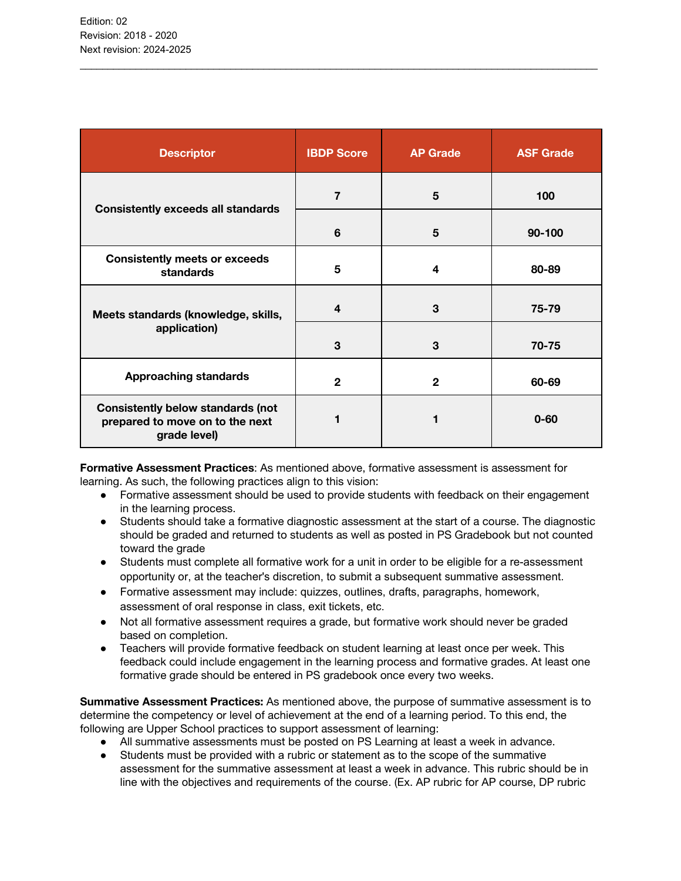| Descriptor | IBDP Score | AP Grade | ASF Grade |
|---|---|---|---|
| Consistently exceeds all standards | 7 | 5 | 100 |
| | 6 | 5 | 90-100 |
| Consistently meets or exceeds standards | 5 | 4 | 80-89 |
| Meets standards (knowledge, skills, application) | 4 | 3 | 75-79 |
| | 3 | 3 | 70-75 |
| Approaching standards | 2 | 2 | 60-69 |
| Consistently below standards (not prepared to move on to the next grade level) | 1 | 1 | 0-60 |

**Formative Assessment Practices**: As mentioned above, formative assessment is assessment for learning. As such, the following practices align to this vision:

- Formative assessment should be used to provide students with feedback on their engagement in the learning process.
- Students should take a formative diagnostic assessment at the start of a course. The diagnostic should be graded and returned to students as well as posted in PS Gradebook but not counted toward the grade
- Students must complete all formative work for a unit in order to be eligible for a re-assessment opportunity or, at the teacher's discretion, to submit a subsequent summative assessment.
- Formative assessment may include: quizzes, outlines, drafts, paragraphs, homework, assessment of oral response in class, exit tickets, etc.
- Not all formative assessment requires a grade, but formative work should never be graded based on completion.
- Teachers will provide formative feedback on student learning at least once per week. This feedback could include engagement in the learning process and formative grades. At least one formative grade should be entered in PS gradebook once every two weeks.

**Summative Assessment Practices:** As mentioned above, the purpose of summative assessment is to determine the competency or level of achievement at the end of a learning period. To this end, the following are Upper School practices to support assessment of learning:

- All summative assessments must be posted on PS Learning at least a week in advance.
- Students must be provided with a rubric or statement as to the scope of the summative assessment for the summative assessment at least a week in advance. This rubric should be in line with the objectives and requirements of the course. (Ex. AP rubric for AP course, DP rubric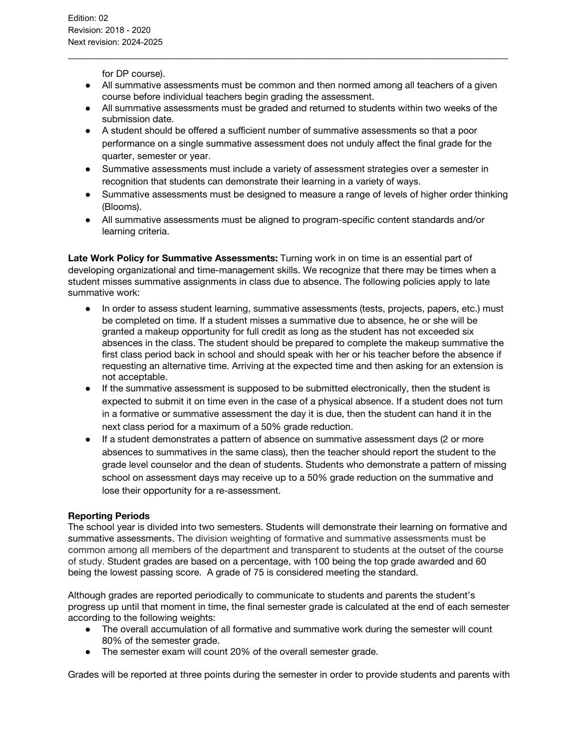for DP course).

- All summative assessments must be common and then normed among all teachers of a given course before individual teachers begin grading the assessment.
- All summative assessments must be graded and returned to students within two weeks of the submission date.
- A student should be offered a sufficient number of summative assessments so that a poor performance on a single summative assessment does not unduly affect the final grade for the quarter, semester or year.
- Summative assessments must include a variety of assessment strategies over a semester in recognition that students can demonstrate their learning in a variety of ways.
- Summative assessments must be designed to measure a range of levels of higher order thinking (Blooms).
- All summative assessments must be aligned to program-specific content standards and/or learning criteria.

**Late Work Policy for Summative Assessments:** Turning work in on time is an essential part of developing organizational and time-management skills. We recognize that there may be times when a student misses summative assignments in class due to absence. The following policies apply to late summative work:

- In order to assess student learning, summative assessments (tests, projects, papers, etc.) must be completed on time. If a student misses a summative due to absence, he or she will be granted a makeup opportunity for full credit as long as the student has not exceeded six absences in the class. The student should be prepared to complete the makeup summative the first class period back in school and should speak with her or his teacher before the absence if requesting an alternative time. Arriving at the expected time and then asking for an extension is not acceptable.
- If the summative assessment is supposed to be submitted electronically, then the student is expected to submit it on time even in the case of a physical absence. If a student does not turn in a formative or summative assessment the day it is due, then the student can hand it in the next class period for a maximum of a 50% grade reduction.
- If a student demonstrates a pattern of absence on summative assessment days (2 or more absences to summatives in the same class), then the teacher should report the student to the grade level counselor and the dean of students. Students who demonstrate a pattern of missing school on assessment days may receive up to a 50% grade reduction on the summative and lose their opportunity for a re-assessment.

**Reporting Periods**

The school year is divided into two semesters. Students will demonstrate their learning on formative and summative assessments. The division weighting of formative and summative assessments must be common among all members of the department and transparent to students at the outset of the course of study. Student grades are based on a percentage, with 100 being the top grade awarded and 60 being the lowest passing score. A grade of 75 is considered meeting the standard.

Although grades are reported periodically to communicate to students and parents the student's progress up until that moment in time, the final semester grade is calculated at the end of each semester according to the following weights:

- The overall accumulation of all formative and summative work during the semester will count 80% of the semester grade.
- The semester exam will count 20% of the overall semester grade.

Grades will be reported at three points during the semester in order to provide students and parents with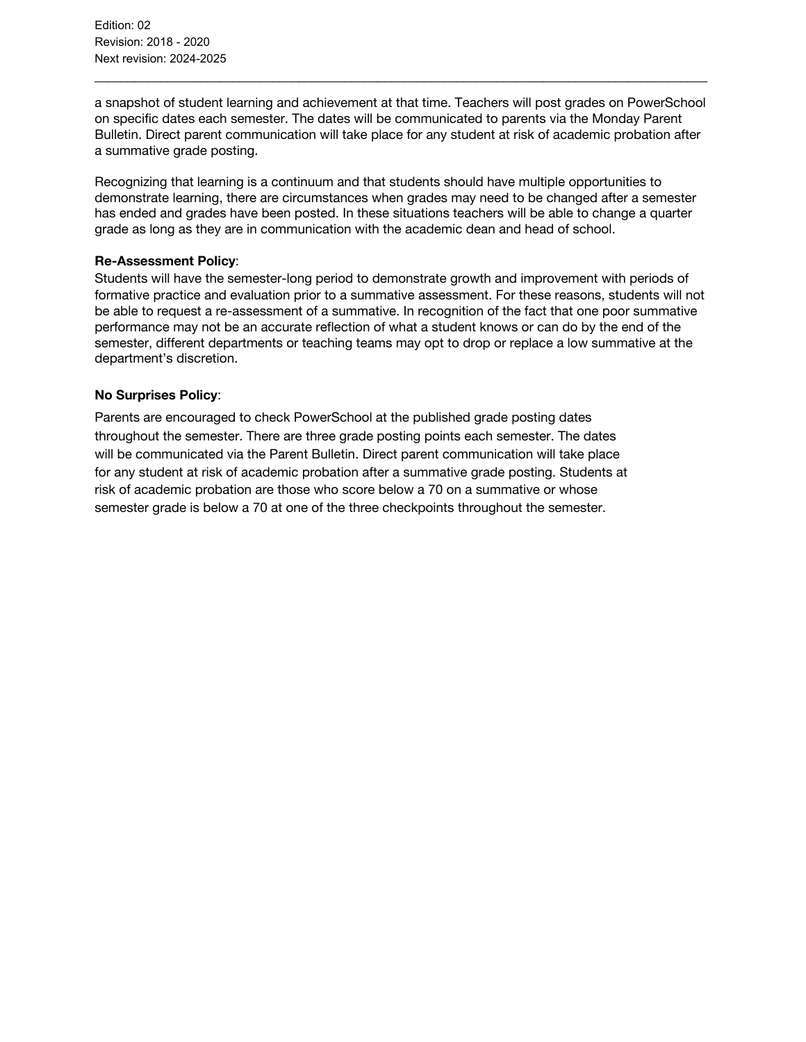a snapshot of student learning and achievement at that time. Teachers will post grades on PowerSchool on specific dates each semester. The dates will be communicated to parents via the Monday Parent Bulletin. Direct parent communication will take place for any student at risk of academic probation after a summative grade posting.

Recognizing that learning is a continuum and that students should have multiple opportunities to demonstrate learning, there are circumstances when grades may need to be changed after a semester has ended and grades have been posted. In these situations teachers will be able to change a quarter grade as long as they are in communication with the academic dean and head of school.

**Re-Assessment Policy**:
Students will have the semester-long period to demonstrate growth and improvement with periods of formative practice and evaluation prior to a summative assessment. For these reasons, students will not be able to request a re-assessment of a summative. In recognition of the fact that one poor summative performance may not be an accurate reflection of what a student knows or can do by the end of the semester, different departments or teaching teams may opt to drop or replace a low summative at the department's discretion.

**No Surprises Policy**:
Parents are encouraged to check PowerSchool at the published grade posting dates throughout the semester. There are three grade posting points each semester. The dates will be communicated via the Parent Bulletin. Direct parent communication will take place for any student at risk of academic probation after a summative grade posting. Students at risk of academic probation are those who score below a 70 on a summative or whose semester grade is below a 70 at one of the three checkpoints throughout the semester.